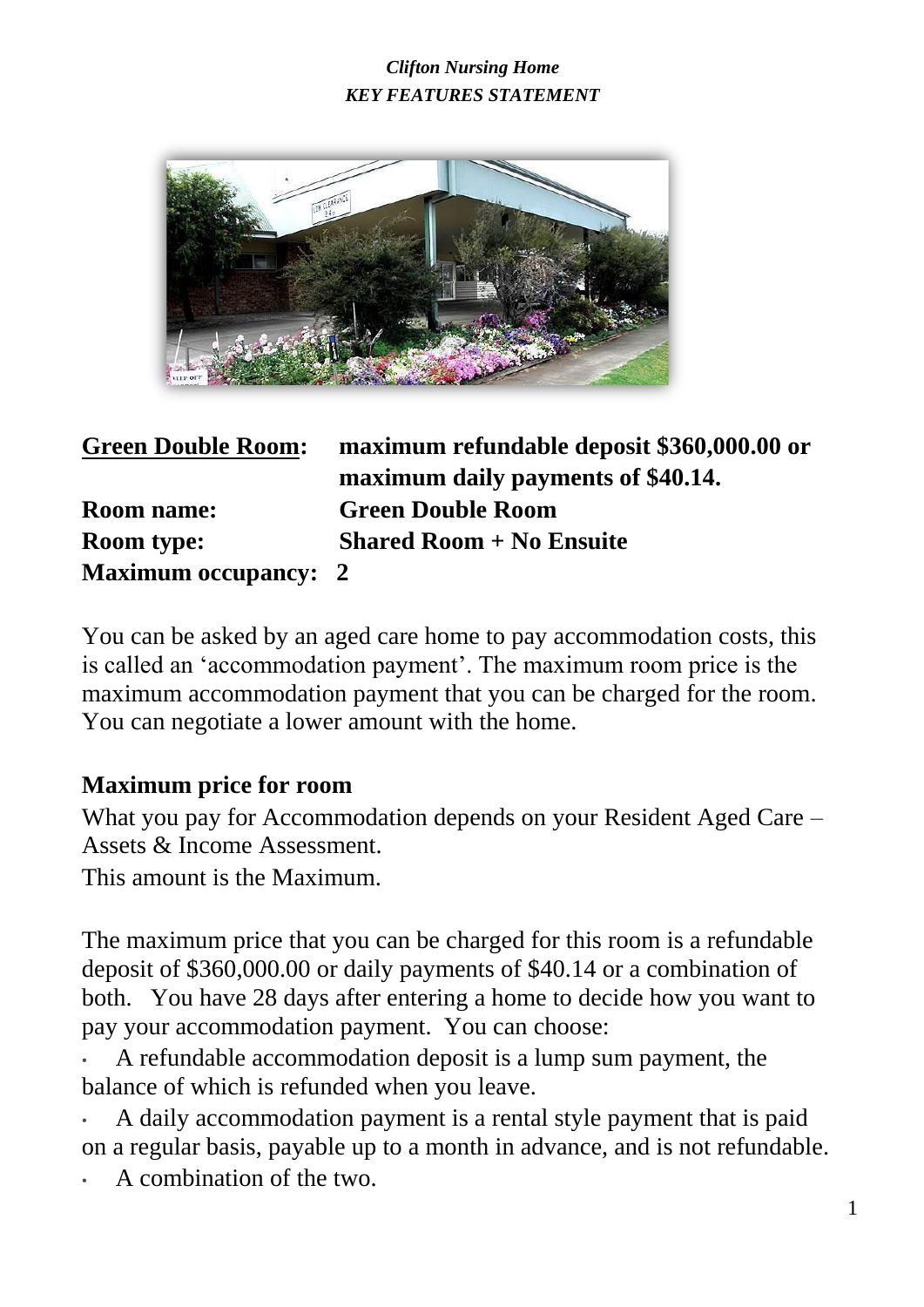*Clifton Nursing Home*
*KEY FEATURES STATEMENT*

**<u>Green Double Room</u>:** **maximum refundable deposit $360,000.00 or maximum daily payments of $40.14.**

**Room name:** **Green Double Room**

**Room type:** **Shared Room + No Ensuite**

**Maximum occupancy: 2**

You can be asked by an aged care home to pay accommodation costs, this is called an 'accommodation payment'. The maximum room price is the maximum accommodation payment that you can be charged for the room. You can negotiate a lower amount with the home.

### Maximum price for room

What you pay for Accommodation depends on your Resident Aged Care – Assets & Income Assessment.

This amount is the Maximum.

The maximum price that you can be charged for this room is a refundable deposit of $360,000.00 or daily payments of $40.14 or a combination of both. You have 28 days after entering a home to decide how you want to pay your accommodation payment. You can choose:

- A refundable accommodation deposit is a lump sum payment, the balance of which is refunded when you leave.
- A daily accommodation payment is a rental style payment that is paid on a regular basis, payable up to a month in advance, and is not refundable.
- A combination of the two.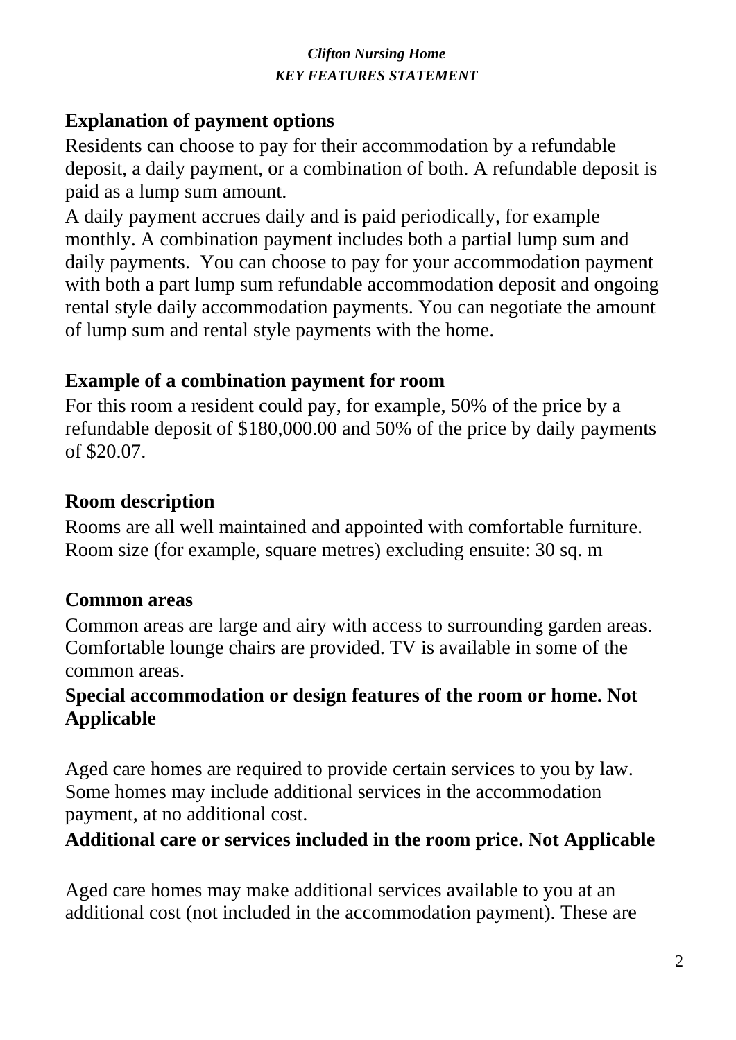*Clifton Nursing Home*
*KEY FEATURES STATEMENT*

## Explanation of payment options

Residents can choose to pay for their accommodation by a refundable deposit, a daily payment, or a combination of both. A refundable deposit is paid as a lump sum amount.

A daily payment accrues daily and is paid periodically, for example monthly. A combination payment includes both a partial lump sum and daily payments. You can choose to pay for your accommodation payment with both a part lump sum refundable accommodation deposit and ongoing rental style daily accommodation payments. You can negotiate the amount of lump sum and rental style payments with the home.

## Example of a combination payment for room

For this room a resident could pay, for example, 50% of the price by a refundable deposit of $180,000.00 and 50% of the price by daily payments of $20.07.

## Room description

Rooms are all well maintained and appointed with comfortable furniture.
Room size (for example, square metres) excluding ensuite: 30 sq. m

## Common areas

Common areas are large and airy with access to surrounding garden areas. Comfortable lounge chairs are provided. TV is available in some of the common areas.

## Special accommodation or design features of the room or home. Not Applicable

Aged care homes are required to provide certain services to you by law. Some homes may include additional services in the accommodation payment, at no additional cost.

## Additional care or services included in the room price. Not Applicable

Aged care homes may make additional services available to you at an additional cost (not included in the accommodation payment). These are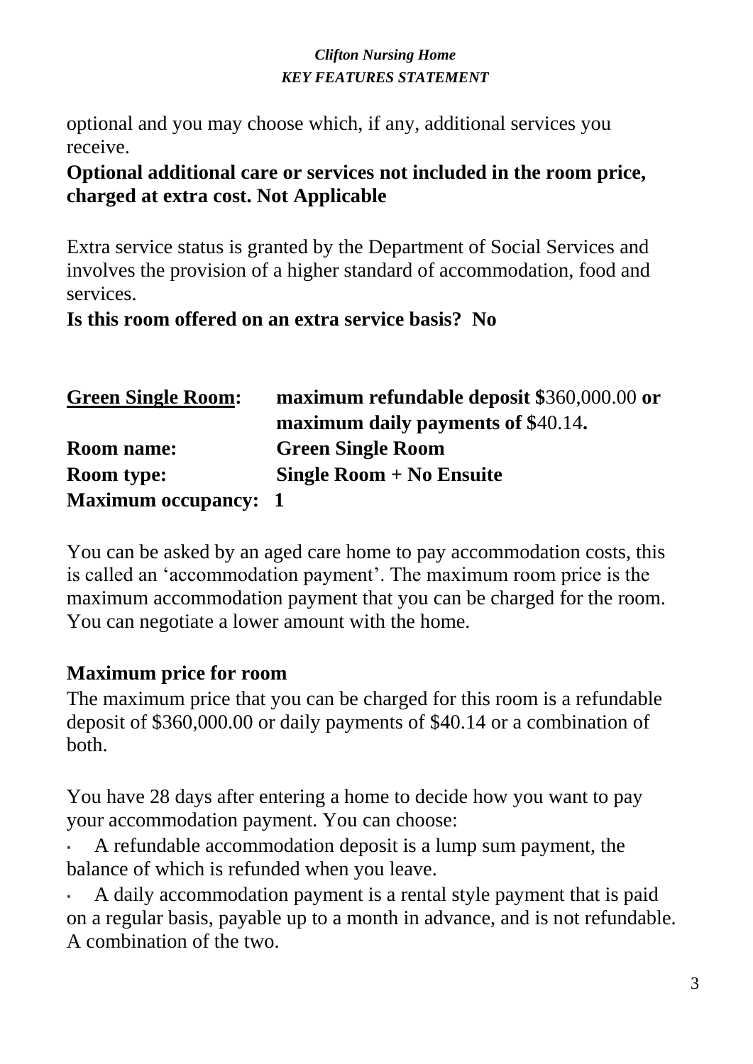optional and you may choose which, if any, additional services you receive.

**Optional additional care or services not included in the room price, charged at extra cost. Not Applicable**

Extra service status is granted by the Department of Social Services and involves the provision of a higher standard of accommodation, food and services.

**Is this room offered on an extra service basis? No**

| | |
|---|---|
| **<u>Green Single Room</u>:** | **maximum refundable deposit $**360,000.00 **or maximum daily payments of $**40.14**.** |
| **Room name:** | **Green Single Room** |
| **Room type:** | **Single Room + No Ensuite** |
| **Maximum occupancy:** | **1** |

You can be asked by an aged care home to pay accommodation costs, this is called an 'accommodation payment'. The maximum room price is the maximum accommodation payment that you can be charged for the room. You can negotiate a lower amount with the home.

**Maximum price for room**

The maximum price that you can be charged for this room is a refundable deposit of $360,000.00 or daily payments of $40.14 or a combination of both.

You have 28 days after entering a home to decide how you want to pay your accommodation payment. You can choose:

- A refundable accommodation deposit is a lump sum payment, the balance of which is refunded when you leave.
- A daily accommodation payment is a rental style payment that is paid on a regular basis, payable up to a month in advance, and is not refundable.

A combination of the two.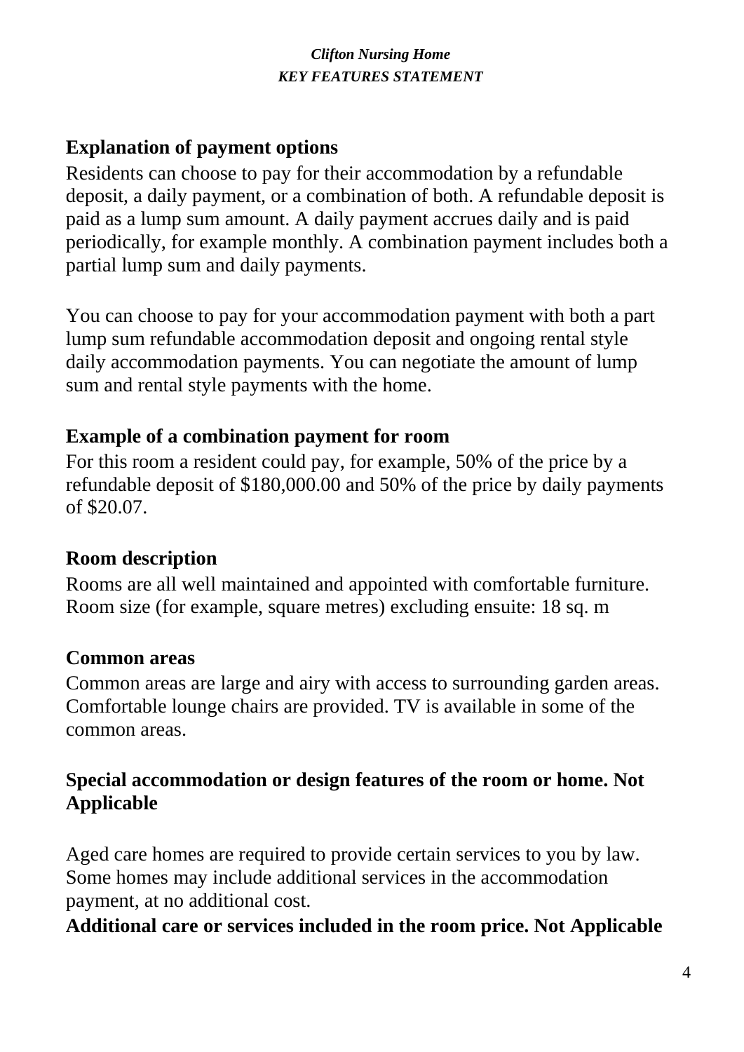## Explanation of payment options

Residents can choose to pay for their accommodation by a refundable deposit, a daily payment, or a combination of both. A refundable deposit is paid as a lump sum amount. A daily payment accrues daily and is paid periodically, for example monthly. A combination payment includes both a partial lump sum and daily payments.

You can choose to pay for your accommodation payment with both a part lump sum refundable accommodation deposit and ongoing rental style daily accommodation payments. You can negotiate the amount of lump sum and rental style payments with the home.

## Example of a combination payment for room

For this room a resident could pay, for example, 50% of the price by a refundable deposit of $180,000.00 and 50% of the price by daily payments of $20.07.

## Room description

Rooms are all well maintained and appointed with comfortable furniture.
Room size (for example, square metres) excluding ensuite: 18 sq. m

## Common areas

Common areas are large and airy with access to surrounding garden areas. Comfortable lounge chairs are provided. TV is available in some of the common areas.

## Special accommodation or design features of the room or home. Not Applicable

Aged care homes are required to provide certain services to you by law. Some homes may include additional services in the accommodation payment, at no additional cost.

**Additional care or services included in the room price. Not Applicable**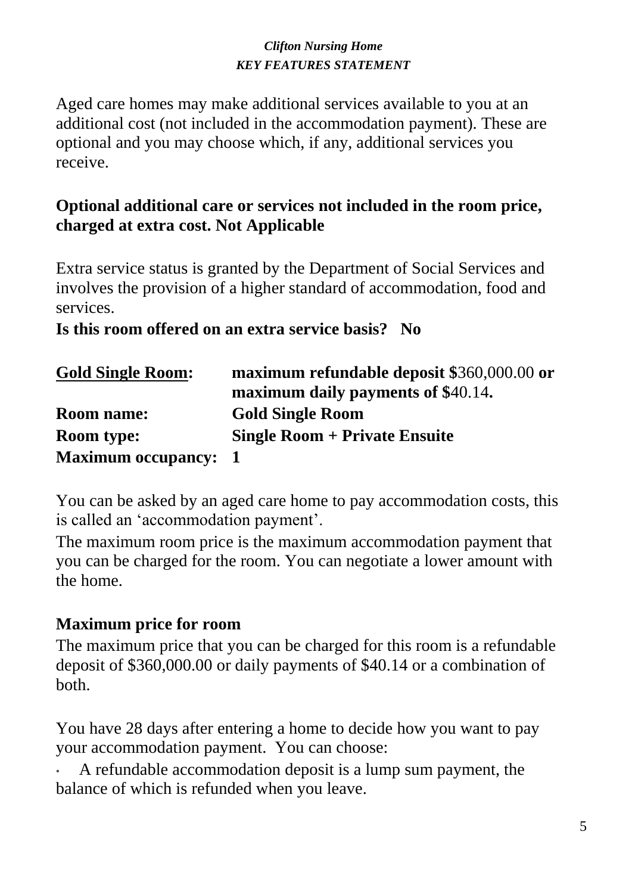Aged care homes may make additional services available to you at an additional cost (not included in the accommodation payment). These are optional and you may choose which, if any, additional services you receive.

**Optional additional care or services not included in the room price, charged at extra cost. Not Applicable**

Extra service status is granted by the Department of Social Services and involves the provision of a higher standard of accommodation, food and services.

**Is this room offered on an extra service basis? No**

| | |
|---|---|
| **<u>Gold Single Room</u>:** | **maximum refundable deposit** $360,000.00 **or maximum daily payments of** $40.14**.** |
| **Room name:** | **Gold Single Room** |
| **Room type:** | **Single Room + Private Ensuite** |
| **Maximum occupancy:** | **1** |

You can be asked by an aged care home to pay accommodation costs, this is called an 'accommodation payment'.

The maximum room price is the maximum accommodation payment that you can be charged for the room. You can negotiate a lower amount with the home.

**Maximum price for room**

The maximum price that you can be charged for this room is a refundable deposit of $360,000.00 or daily payments of $40.14 or a combination of both.

You have 28 days after entering a home to decide how you want to pay your accommodation payment. You can choose:

- A refundable accommodation deposit is a lump sum payment, the balance of which is refunded when you leave.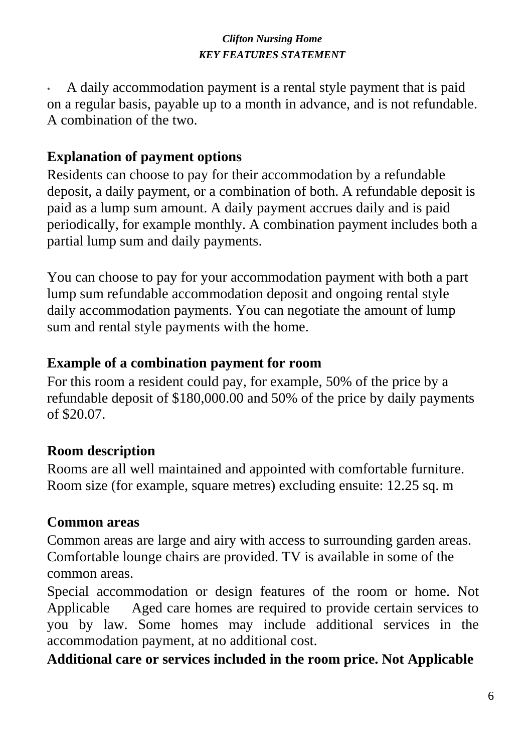- A daily accommodation payment is a rental style payment that is paid on a regular basis, payable up to a month in advance, and is not refundable. A combination of the two.

## Explanation of payment options

Residents can choose to pay for their accommodation by a refundable deposit, a daily payment, or a combination of both. A refundable deposit is paid as a lump sum amount. A daily payment accrues daily and is paid periodically, for example monthly. A combination payment includes both a partial lump sum and daily payments.

You can choose to pay for your accommodation payment with both a part lump sum refundable accommodation deposit and ongoing rental style daily accommodation payments. You can negotiate the amount of lump sum and rental style payments with the home.

## Example of a combination payment for room

For this room a resident could pay, for example, 50% of the price by a refundable deposit of $180,000.00 and 50% of the price by daily payments of $20.07.

## Room description

Rooms are all well maintained and appointed with comfortable furniture. Room size (for example, square metres) excluding ensuite: 12.25 sq. m

## Common areas

Common areas are large and airy with access to surrounding garden areas. Comfortable lounge chairs are provided. TV is available in some of the common areas.

Special accommodation or design features of the room or home. Not Applicable Aged care homes are required to provide certain services to you by law. Some homes may include additional services in the accommodation payment, at no additional cost.

**Additional care or services included in the room price. Not Applicable**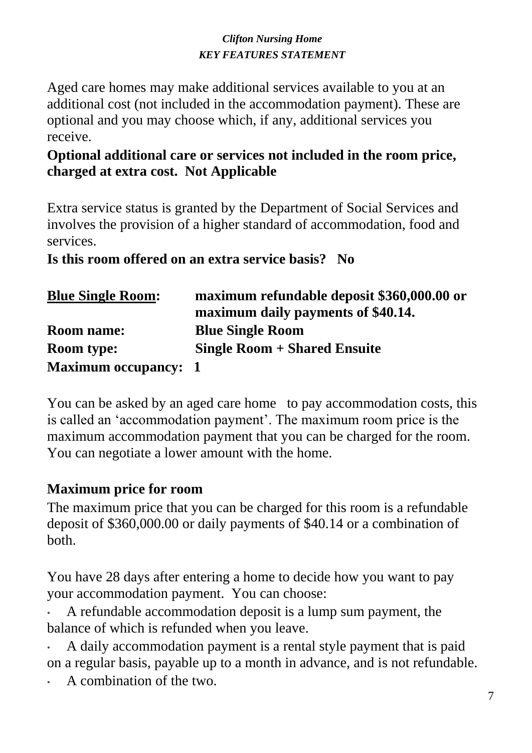*Clifton Nursing Home*
*KEY FEATURES STATEMENT*

Aged care homes may make additional services available to you at an additional cost (not included in the accommodation payment). These are optional and you may choose which, if any, additional services you receive.

**Optional additional care or services not included in the room price, charged at extra cost. Not Applicable**

Extra service status is granted by the Department of Social Services and involves the provision of a higher standard of accommodation, food and services.

**Is this room offered on an extra service basis? No**

| | |
|---|---|
| **<u>Blue Single Room</u>:** | **maximum refundable deposit $360,000.00 or maximum daily payments of $40.14.** |
| **Room name:** | **Blue Single Room** |
| **Room type:** | **Single Room + Shared Ensuite** |
| **Maximum occupancy:** | **1** |

You can be asked by an aged care home to pay accommodation costs, this is called an 'accommodation payment'. The maximum room price is the maximum accommodation payment that you can be charged for the room. You can negotiate a lower amount with the home.

## Maximum price for room

The maximum price that you can be charged for this room is a refundable deposit of $360,000.00 or daily payments of $40.14 or a combination of both.

You have 28 days after entering a home to decide how you want to pay your accommodation payment. You can choose:

- A refundable accommodation deposit is a lump sum payment, the balance of which is refunded when you leave.
- A daily accommodation payment is a rental style payment that is paid on a regular basis, payable up to a month in advance, and is not refundable.
- A combination of the two.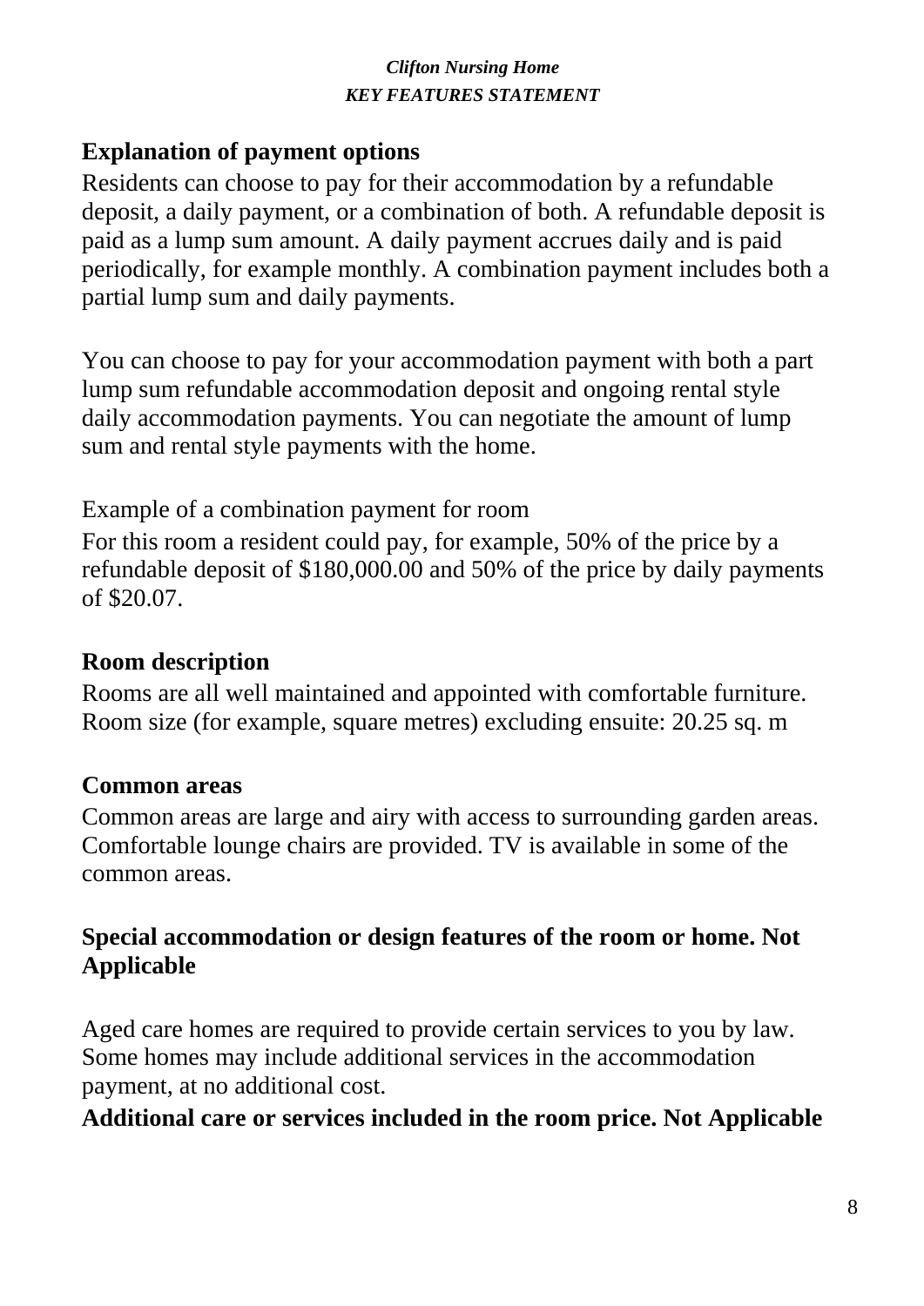*Clifton Nursing Home*
*KEY FEATURES STATEMENT*

## Explanation of payment options

Residents can choose to pay for their accommodation by a refundable deposit, a daily payment, or a combination of both. A refundable deposit is paid as a lump sum amount. A daily payment accrues daily and is paid periodically, for example monthly. A combination payment includes both a partial lump sum and daily payments.

You can choose to pay for your accommodation payment with both a part lump sum refundable accommodation deposit and ongoing rental style daily accommodation payments. You can negotiate the amount of lump sum and rental style payments with the home.

Example of a combination payment for room

For this room a resident could pay, for example, 50% of the price by a refundable deposit of $180,000.00 and 50% of the price by daily payments of $20.07.

## Room description

Rooms are all well maintained and appointed with comfortable furniture.
Room size (for example, square metres) excluding ensuite: 20.25 sq. m

## Common areas

Common areas are large and airy with access to surrounding garden areas. Comfortable lounge chairs are provided. TV is available in some of the common areas.

## Special accommodation or design features of the room or home. Not Applicable

Aged care homes are required to provide certain services to you by law. Some homes may include additional services in the accommodation payment, at no additional cost.

**Additional care or services included in the room price. Not Applicable**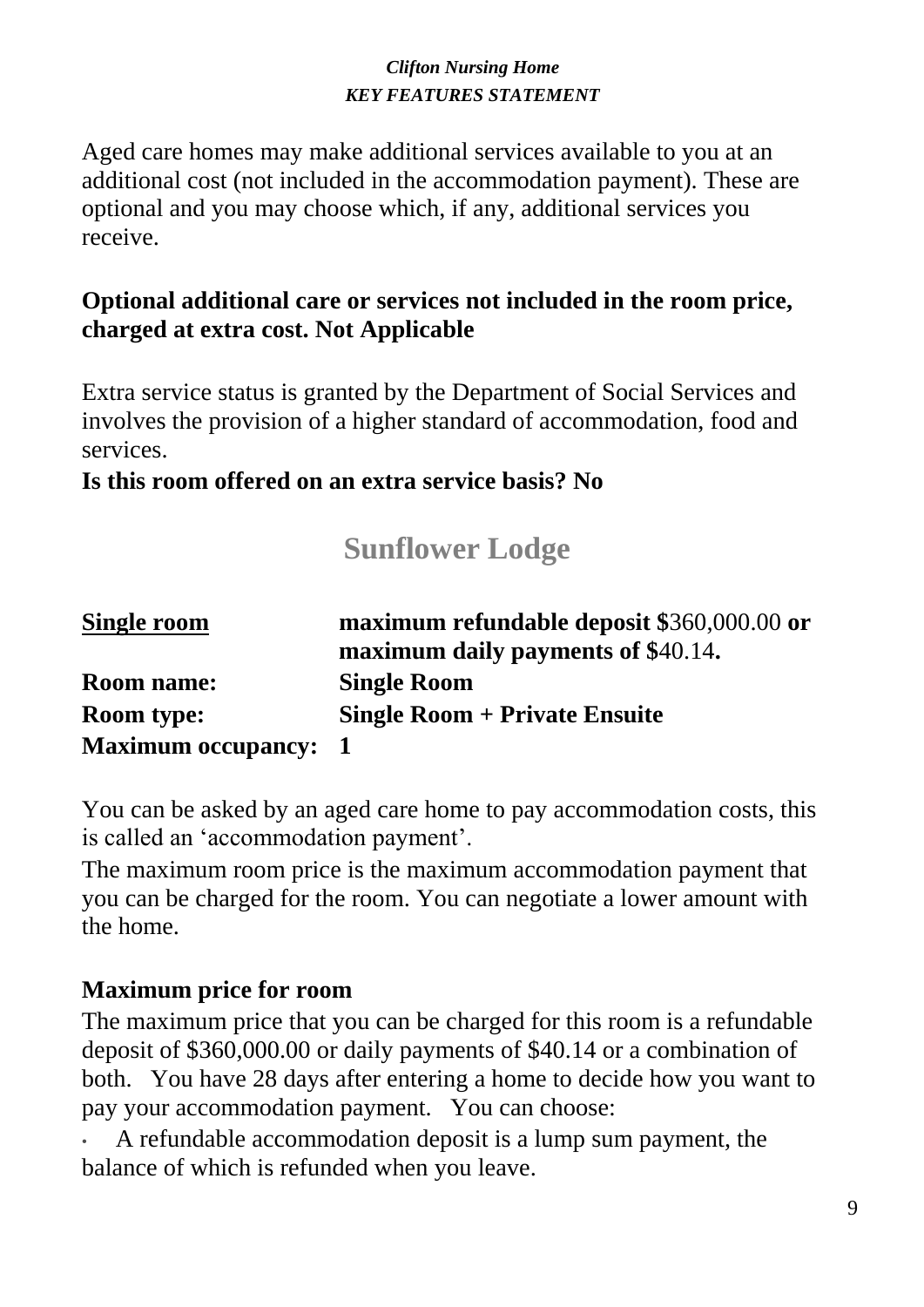Aged care homes may make additional services available to you at an additional cost (not included in the accommodation payment). These are optional and you may choose which, if any, additional services you receive.

**Optional additional care or services not included in the room price, charged at extra cost. Not Applicable**

Extra service status is granted by the Department of Social Services and involves the provision of a higher standard of accommodation, food and services.

**Is this room offered on an extra service basis? No**

## Sunflower Lodge

| | |
|---|---|
| **<u>Single room</u>** | **maximum refundable deposit** $360,000.00 **or maximum daily payments of** $40.14**.** |
| **Room name:** | **Single Room** |
| **Room type:** | **Single Room + Private Ensuite** |
| **Maximum occupancy:** | **1** |

You can be asked by an aged care home to pay accommodation costs, this is called an 'accommodation payment'.

The maximum room price is the maximum accommodation payment that you can be charged for the room. You can negotiate a lower amount with the home.

**Maximum price for room**

The maximum price that you can be charged for this room is a refundable deposit of $360,000.00 or daily payments of $40.14 or a combination of both. You have 28 days after entering a home to decide how you want to pay your accommodation payment. You can choose:

- A refundable accommodation deposit is a lump sum payment, the balance of which is refunded when you leave.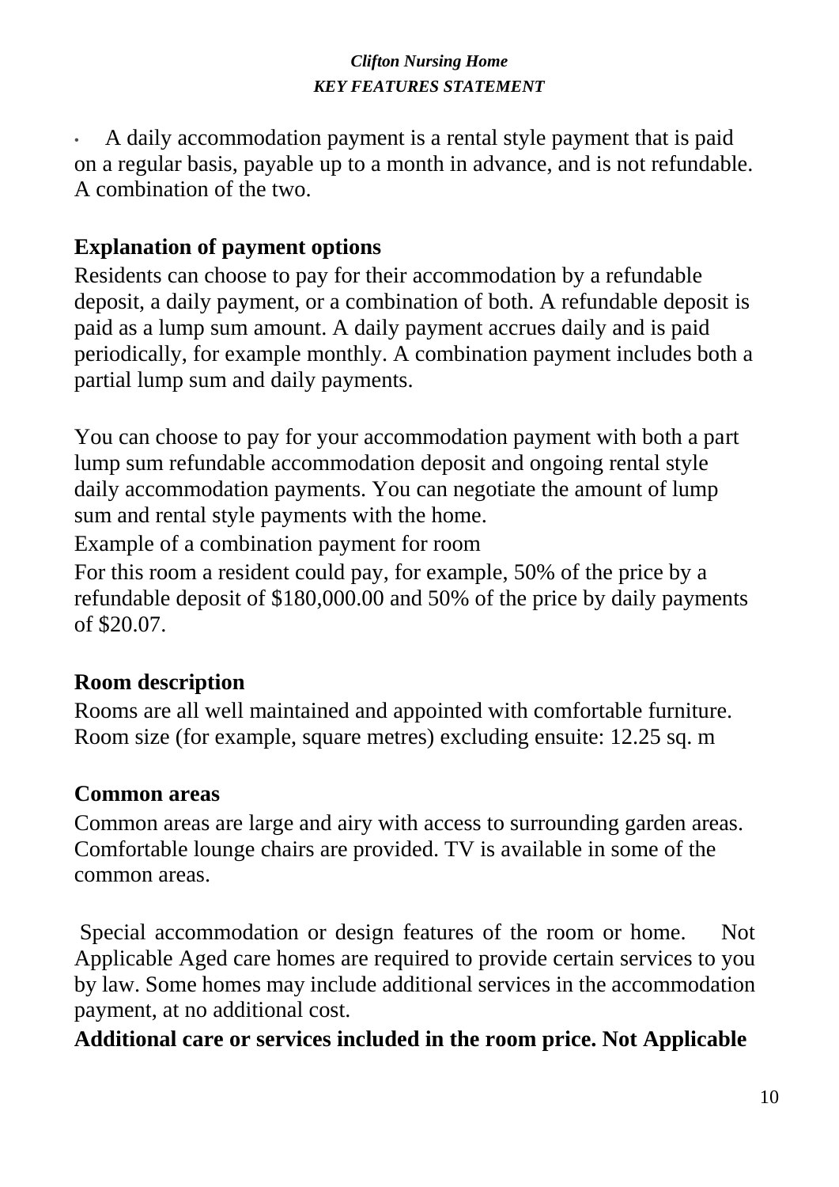- A daily accommodation payment is a rental style payment that is paid on a regular basis, payable up to a month in advance, and is not refundable. A combination of the two.

## Explanation of payment options

Residents can choose to pay for their accommodation by a refundable deposit, a daily payment, or a combination of both. A refundable deposit is paid as a lump sum amount. A daily payment accrues daily and is paid periodically, for example monthly. A combination payment includes both a partial lump sum and daily payments.

You can choose to pay for your accommodation payment with both a part lump sum refundable accommodation deposit and ongoing rental style daily accommodation payments. You can negotiate the amount of lump sum and rental style payments with the home.

Example of a combination payment for room

For this room a resident could pay, for example, 50% of the price by a refundable deposit of $180,000.00 and 50% of the price by daily payments of $20.07.

## Room description

Rooms are all well maintained and appointed with comfortable furniture. Room size (for example, square metres) excluding ensuite: 12.25 sq. m

## Common areas

Common areas are large and airy with access to surrounding garden areas. Comfortable lounge chairs are provided. TV is available in some of the common areas.

Special accommodation or design features of the room or home. Not Applicable Aged care homes are required to provide certain services to you by law. Some homes may include additional services in the accommodation payment, at no additional cost.

**Additional care or services included in the room price. Not Applicable**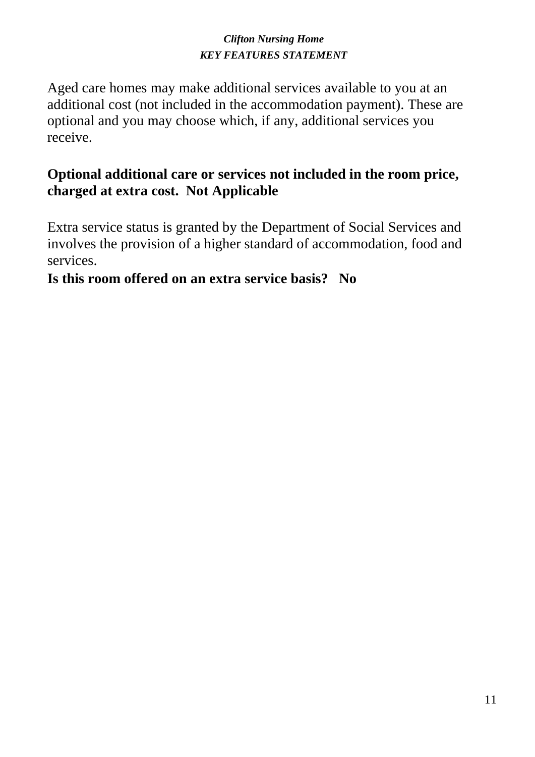Aged care homes may make additional services available to you at an additional cost (not included in the accommodation payment). These are optional and you may choose which, if any, additional services you receive.

**Optional additional care or services not included in the room price, charged at extra cost. Not Applicable**

Extra service status is granted by the Department of Social Services and involves the provision of a higher standard of accommodation, food and services.

**Is this room offered on an extra service basis? No**